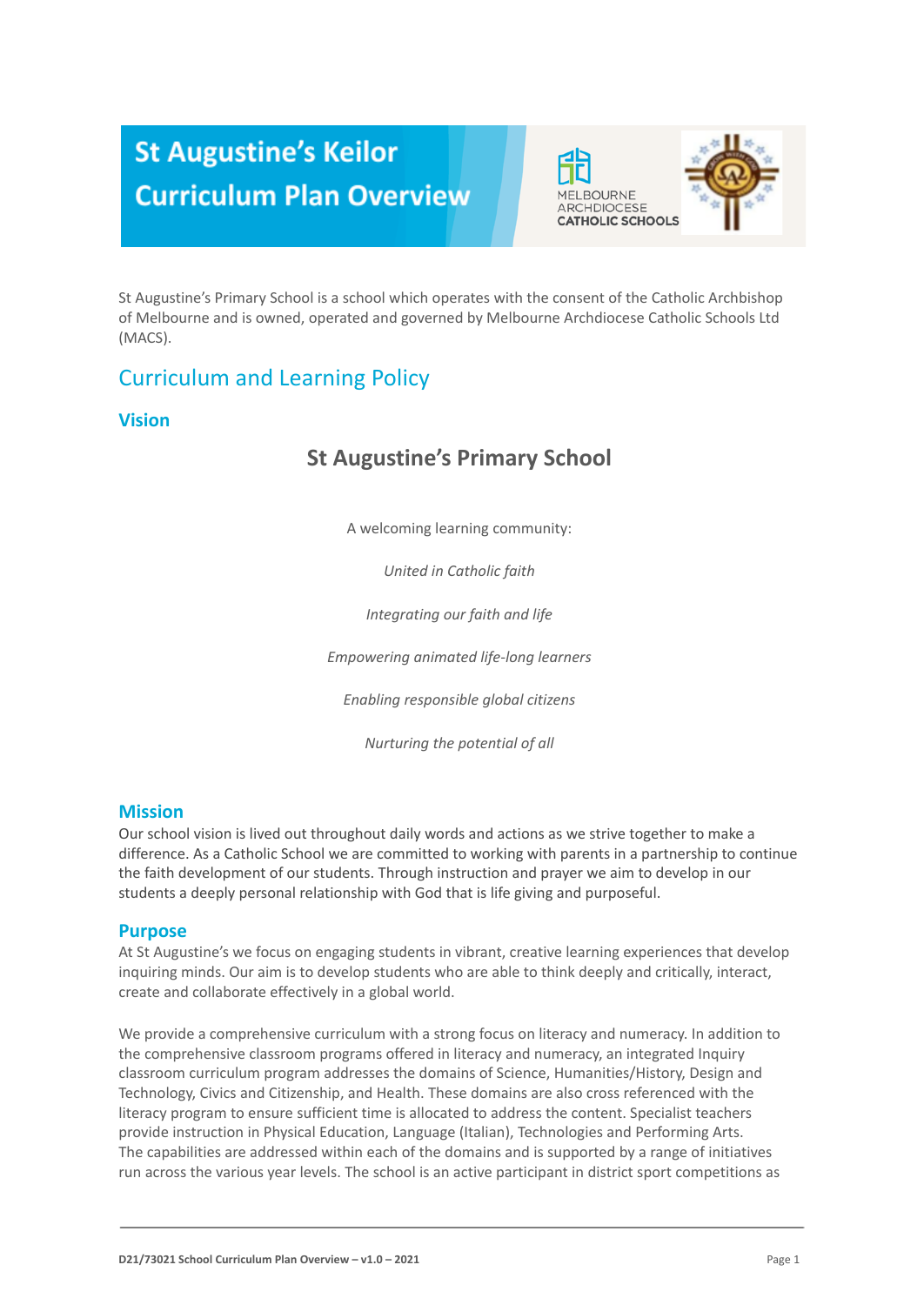# St Augustine's Keilor Curriculum Plan Overview

MELBOURNE ARCHDIOCESE CATHOLIC SCHOOLS

St Augustine's Primary School is a school which operates with the consent of the Catholic Archbishop of Melbourne and is owned, operated and governed by Melbourne Archdiocese Catholic Schools Ltd (MACS).

## Curriculum and Learning Policy

### Vision

**St Augustine's Primary School**

A welcoming learning community:

*United in Catholic faith*

*Integrating our faith and life*

*Empowering animated life-long learners*

*Enabling responsible global citizens*

*Nurturing the potential of all*

### Mission

Our school vision is lived out throughout daily words and actions as we strive together to make a difference. As a Catholic School we are committed to working with parents in a partnership to continue the faith development of our students. Through instruction and prayer we aim to develop in our students a deeply personal relationship with God that is life giving and purposeful.

### Purpose

At St Augustine's we focus on engaging students in vibrant, creative learning experiences that develop inquiring minds. Our aim is to develop students who are able to think deeply and critically, interact, create and collaborate effectively in a global world.

We provide a comprehensive curriculum with a strong focus on literacy and numeracy. In addition to the comprehensive classroom programs offered in literacy and numeracy, an integrated Inquiry classroom curriculum program addresses the domains of Science, Humanities/History, Design and Technology, Civics and Citizenship, and Health. These domains are also cross referenced with the literacy program to ensure sufficient time is allocated to address the content. Specialist teachers provide instruction in Physical Education, Language (Italian), Technologies and Performing Arts. The capabilities are addressed within each of the domains and is supported by a range of initiatives run across the various year levels. The school is an active participant in district sport competitions as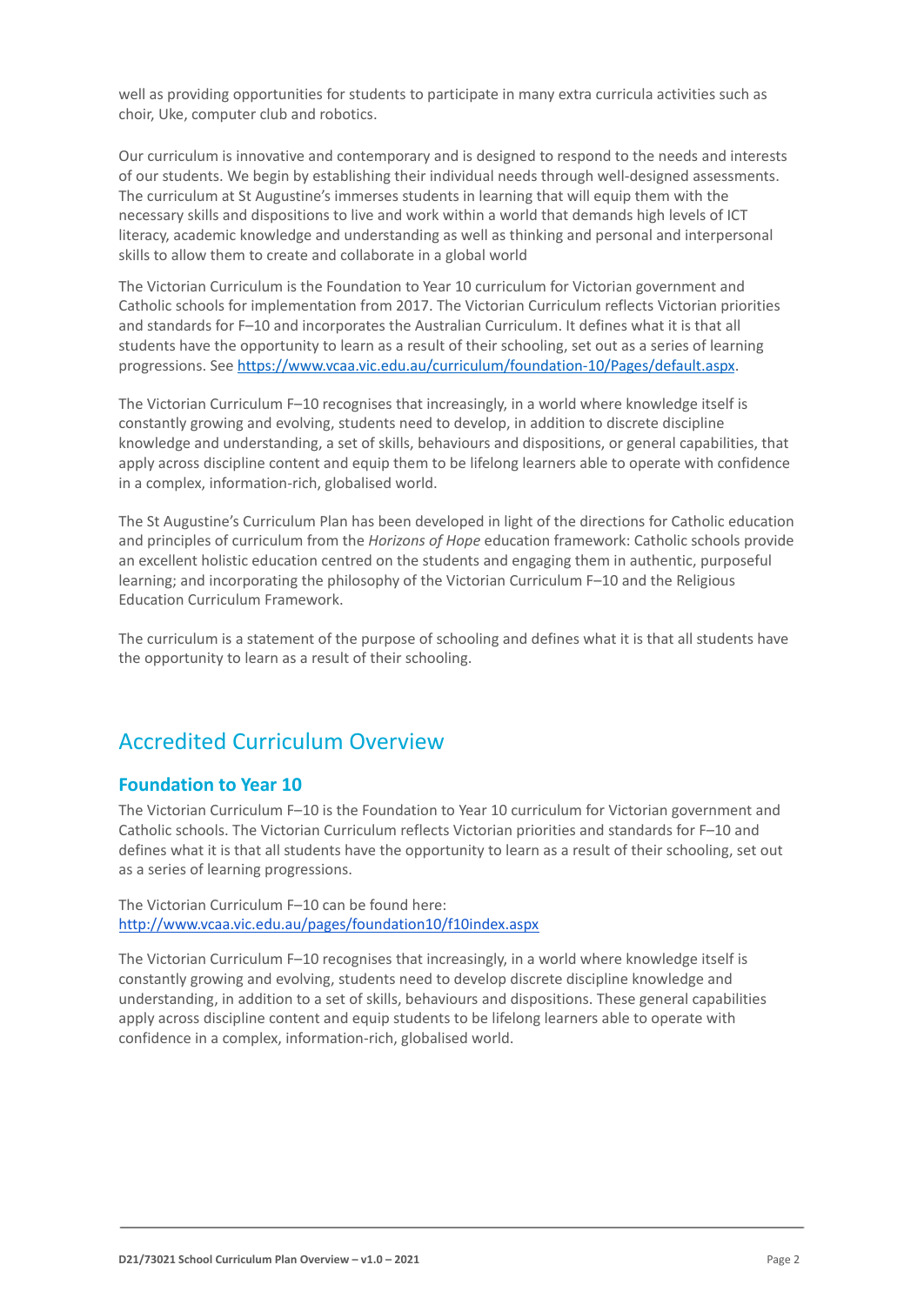well as providing opportunities for students to participate in many extra curricula activities such as choir, Uke, computer club and robotics.

Our curriculum is innovative and contemporary and is designed to respond to the needs and interests of our students. We begin by establishing their individual needs through well-designed assessments. The curriculum at St Augustine's immerses students in learning that will equip them with the necessary skills and dispositions to live and work within a world that demands high levels of ICT literacy, academic knowledge and understanding as well as thinking and personal and interpersonal skills to allow them to create and collaborate in a global world

The Victorian Curriculum is the Foundation to Year 10 curriculum for Victorian government and Catholic schools for implementation from 2017. The Victorian Curriculum reflects Victorian priorities and standards for F–10 and incorporates the Australian Curriculum. It defines what it is that all students have the opportunity to learn as a result of their schooling, set out as a series of learning progressions. See https://www.vcaa.vic.edu.au/curriculum/foundation-10/Pages/default.aspx.

The Victorian Curriculum F–10 recognises that increasingly, in a world where knowledge itself is constantly growing and evolving, students need to develop, in addition to discrete discipline knowledge and understanding, a set of skills, behaviours and dispositions, or general capabilities, that apply across discipline content and equip them to be lifelong learners able to operate with confidence in a complex, information-rich, globalised world.

The St Augustine's Curriculum Plan has been developed in light of the directions for Catholic education and principles of curriculum from the *Horizons of Hope* education framework: Catholic schools provide an excellent holistic education centred on the students and engaging them in authentic, purposeful learning; and incorporating the philosophy of the Victorian Curriculum F–10 and the Religious Education Curriculum Framework.

The curriculum is a statement of the purpose of schooling and defines what it is that all students have the opportunity to learn as a result of their schooling.

## Accredited Curriculum Overview

### Foundation to Year 10

The Victorian Curriculum F–10 is the Foundation to Year 10 curriculum for Victorian government and Catholic schools. The Victorian Curriculum reflects Victorian priorities and standards for F–10 and defines what it is that all students have the opportunity to learn as a result of their schooling, set out as a series of learning progressions.

The Victorian Curriculum F–10 can be found here:
http://www.vcaa.vic.edu.au/pages/foundation10/f10index.aspx

The Victorian Curriculum F–10 recognises that increasingly, in a world where knowledge itself is constantly growing and evolving, students need to develop discrete discipline knowledge and understanding, in addition to a set of skills, behaviours and dispositions. These general capabilities apply across discipline content and equip students to be lifelong learners able to operate with confidence in a complex, information-rich, globalised world.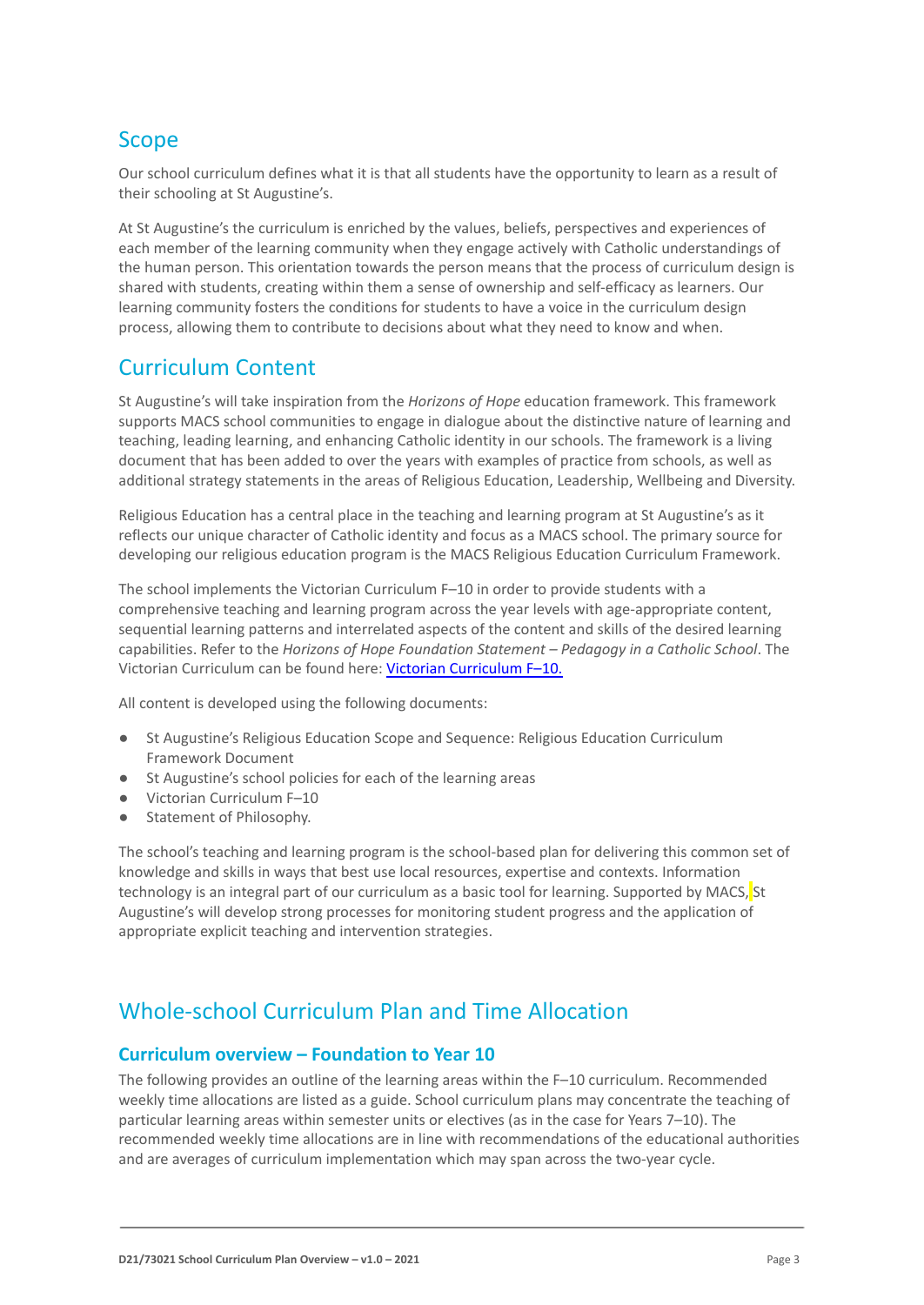## Scope

Our school curriculum defines what it is that all students have the opportunity to learn as a result of their schooling at St Augustine's.

At St Augustine's the curriculum is enriched by the values, beliefs, perspectives and experiences of each member of the learning community when they engage actively with Catholic understandings of the human person. This orientation towards the person means that the process of curriculum design is shared with students, creating within them a sense of ownership and self-efficacy as learners. Our learning community fosters the conditions for students to have a voice in the curriculum design process, allowing them to contribute to decisions about what they need to know and when.

## Curriculum Content

St Augustine's will take inspiration from the *Horizons of Hope* education framework. This framework supports MACS school communities to engage in dialogue about the distinctive nature of learning and teaching, leading learning, and enhancing Catholic identity in our schools. The framework is a living document that has been added to over the years with examples of practice from schools, as well as additional strategy statements in the areas of Religious Education, Leadership, Wellbeing and Diversity.

Religious Education has a central place in the teaching and learning program at St Augustine's as it reflects our unique character of Catholic identity and focus as a MACS school. The primary source for developing our religious education program is the MACS Religious Education Curriculum Framework.

The school implements the Victorian Curriculum F–10 in order to provide students with a comprehensive teaching and learning program across the year levels with age-appropriate content, sequential learning patterns and interrelated aspects of the content and skills of the desired learning capabilities. Refer to the *Horizons of Hope Foundation Statement – Pedagogy in a Catholic School*. The Victorian Curriculum can be found here: Victorian Curriculum F–10.

All content is developed using the following documents:

- St Augustine's Religious Education Scope and Sequence: Religious Education Curriculum Framework Document
- St Augustine's school policies for each of the learning areas
- Victorian Curriculum F–10
- Statement of Philosophy.

The school's teaching and learning program is the school-based plan for delivering this common set of knowledge and skills in ways that best use local resources, expertise and contexts. Information technology is an integral part of our curriculum as a basic tool for learning. Supported by MACS, St Augustine's will develop strong processes for monitoring student progress and the application of appropriate explicit teaching and intervention strategies.

## Whole-school Curriculum Plan and Time Allocation

### Curriculum overview – Foundation to Year 10

The following provides an outline of the learning areas within the F–10 curriculum. Recommended weekly time allocations are listed as a guide. School curriculum plans may concentrate the teaching of particular learning areas within semester units or electives (as in the case for Years 7–10). The recommended weekly time allocations are in line with recommendations of the educational authorities and are averages of curriculum implementation which may span across the two-year cycle.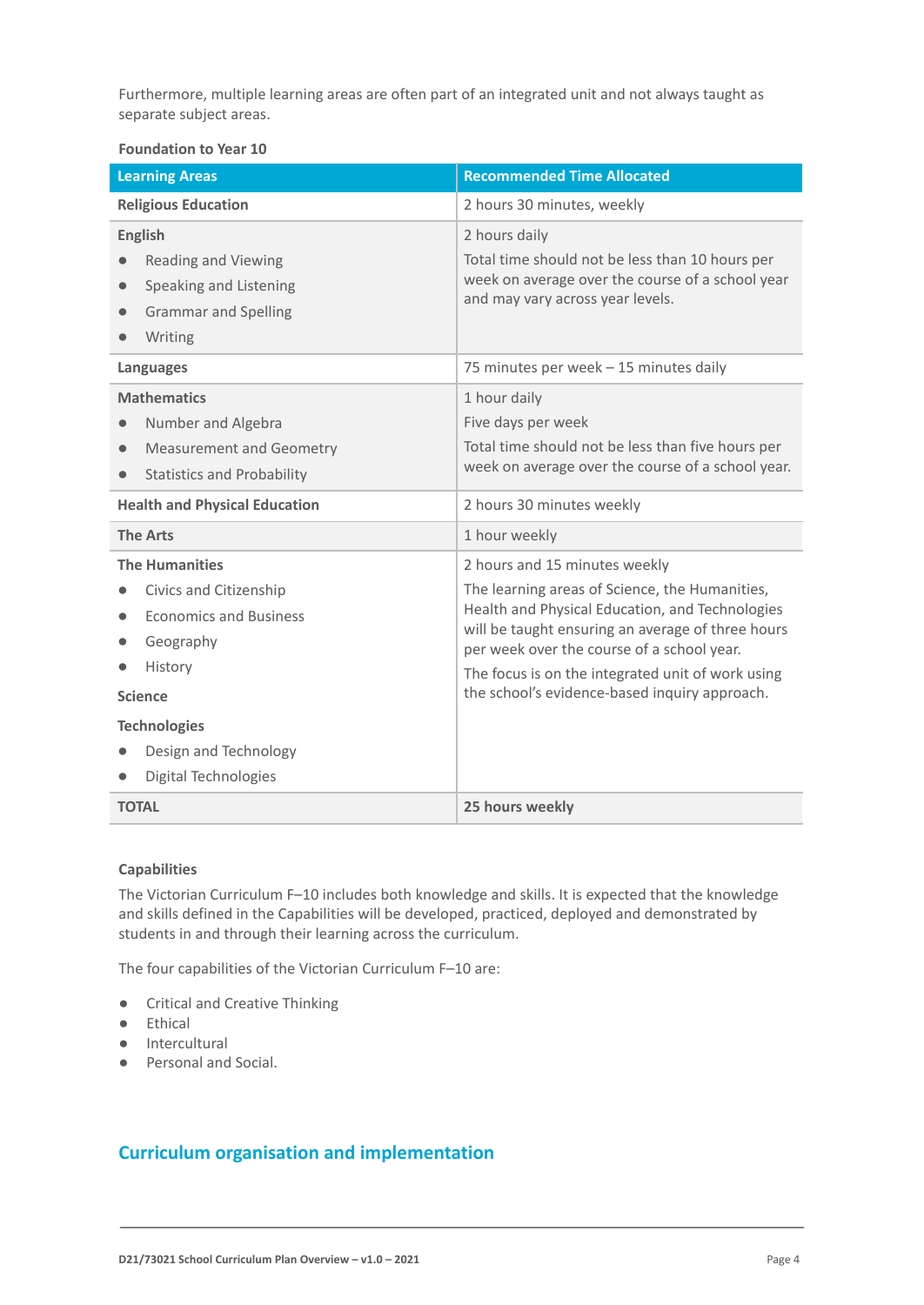Furthermore, multiple learning areas are often part of an integrated unit and not always taught as separate subject areas.

**Foundation to Year 10**

| Learning Areas | Recommended Time Allocated |
| --- | --- |
| **Religious Education** | 2 hours 30 minutes, weekly |
| **English**<br>● Reading and Viewing<br>● Speaking and Listening<br>● Grammar and Spelling<br>● Writing | 2 hours daily<br>Total time should not be less than 10 hours per week on average over the course of a school year and may vary across year levels. |
| **Languages** | 75 minutes per week – 15 minutes daily |
| **Mathematics**<br>● Number and Algebra<br>● Measurement and Geometry<br>● Statistics and Probability | 1 hour daily<br>Five days per week<br>Total time should not be less than five hours per week on average over the course of a school year. |
| **Health and Physical Education** | 2 hours 30 minutes weekly |
| **The Arts** | 1 hour weekly |
| **The Humanities**<br>● Civics and Citizenship<br>● Economics and Business<br>● Geography<br>● History<br>**Science**<br>**Technologies**<br>● Design and Technology<br>● Digital Technologies | 2 hours and 15 minutes weekly<br>The learning areas of Science, the Humanities, Health and Physical Education, and Technologies will be taught ensuring an average of three hours per week over the course of a school year.<br>The focus is on the integrated unit of work using the school's evidence-based inquiry approach. |
| **TOTAL** | **25 hours weekly** |

**Capabilities**

The Victorian Curriculum F–10 includes both knowledge and skills. It is expected that the knowledge and skills defined in the Capabilities will be developed, practiced, deployed and demonstrated by students in and through their learning across the curriculum.

The four capabilities of the Victorian Curriculum F–10 are:

- Critical and Creative Thinking
- Ethical
- Intercultural
- Personal and Social.

## Curriculum organisation and implementation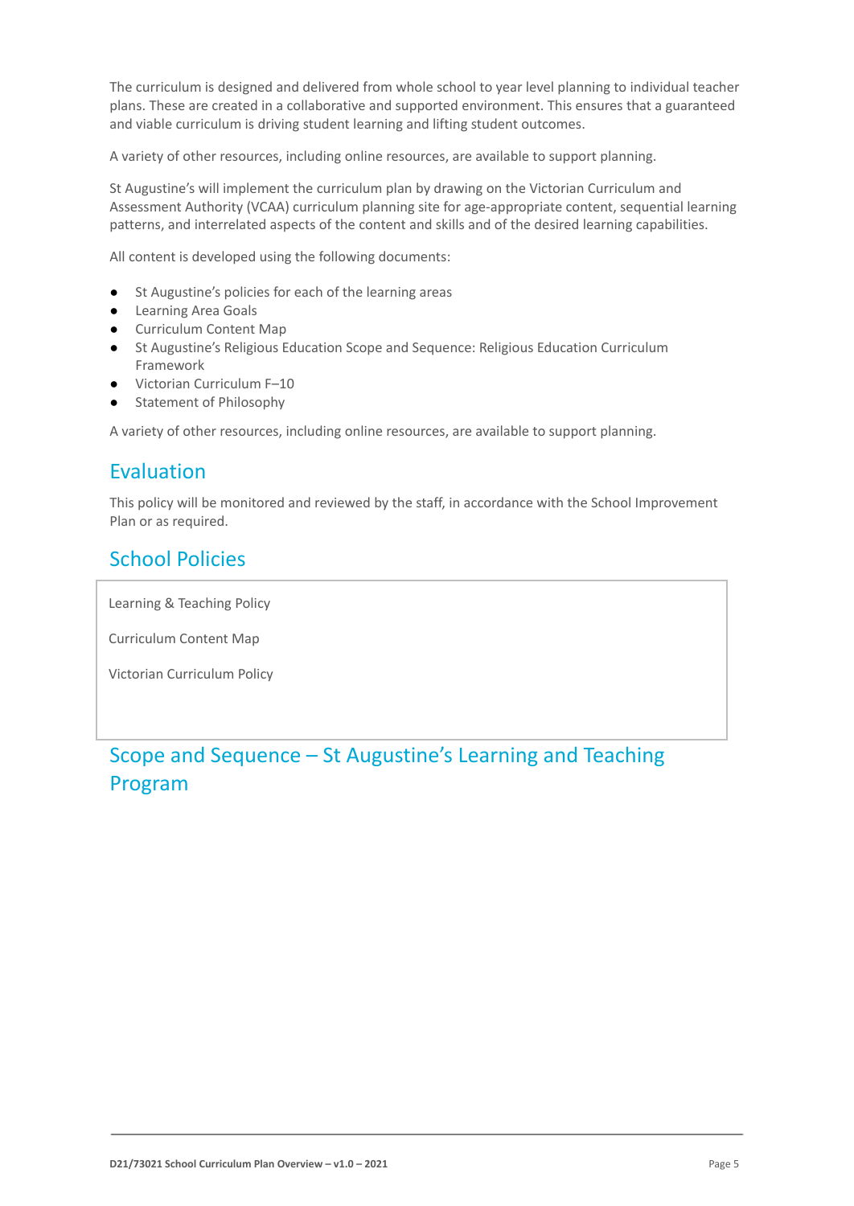The curriculum is designed and delivered from whole school to year level planning to individual teacher plans. These are created in a collaborative and supported environment. This ensures that a guaranteed and viable curriculum is driving student learning and lifting student outcomes.

A variety of other resources, including online resources, are available to support planning.

St Augustine's will implement the curriculum plan by drawing on the Victorian Curriculum and Assessment Authority (VCAA) curriculum planning site for age-appropriate content, sequential learning patterns, and interrelated aspects of the content and skills and of the desired learning capabilities.

All content is developed using the following documents:

- St Augustine's policies for each of the learning areas
- Learning Area Goals
- Curriculum Content Map
- St Augustine's Religious Education Scope and Sequence: Religious Education Curriculum Framework
- Victorian Curriculum F–10
- Statement of Philosophy

A variety of other resources, including online resources, are available to support planning.

## Evaluation

This policy will be monitored and reviewed by the staff, in accordance with the School Improvement Plan or as required.

## School Policies

Learning & Teaching Policy

Curriculum Content Map

Victorian Curriculum Policy

## Scope and Sequence – St Augustine's Learning and Teaching Program